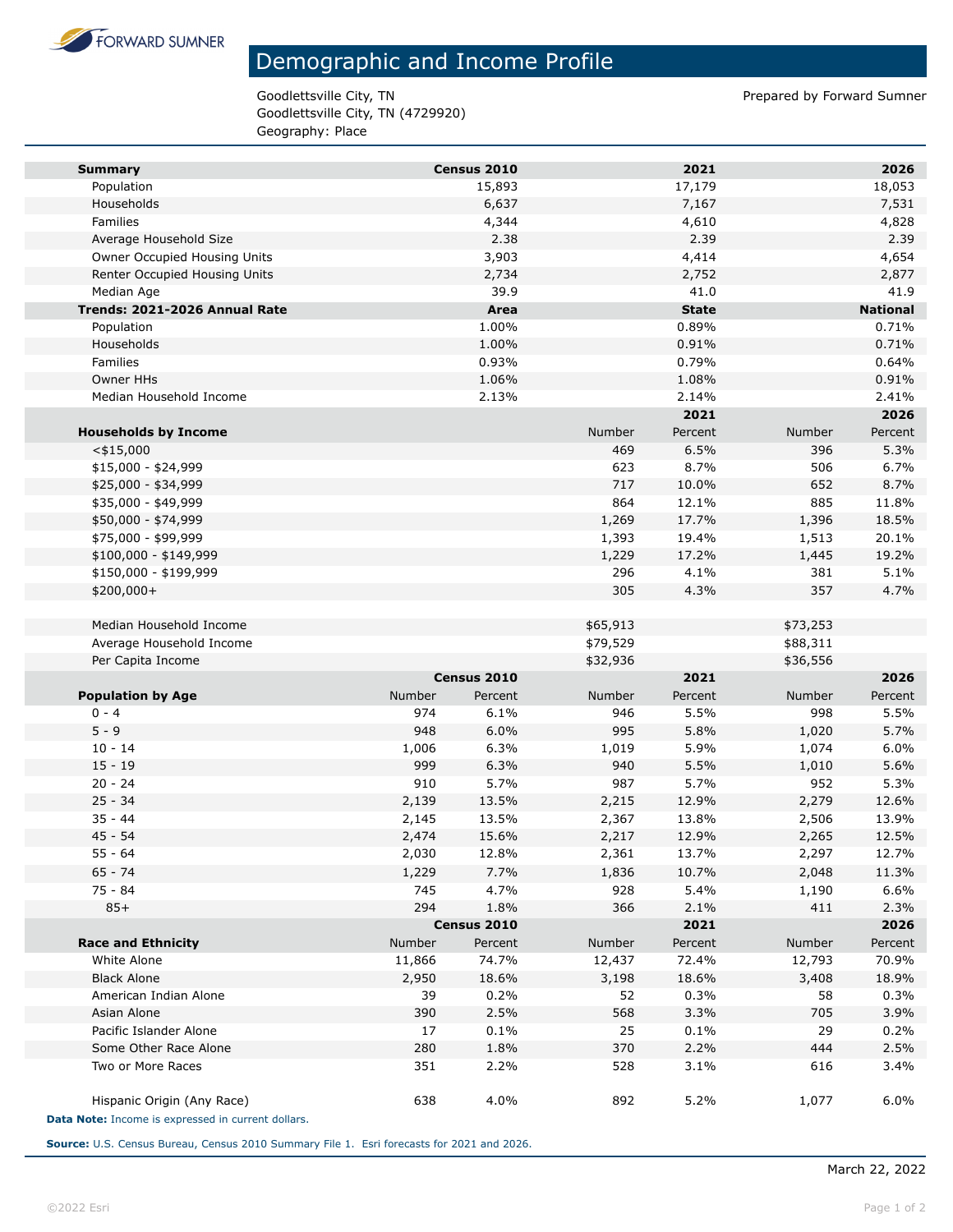FORWARD SUMNER

# Demographic and Income Profile

Goodlettsville City, TN
Goodlettsville City, TN (4729920)
Geography: Place

Prepared by Forward Sumner

| **Summary** | **Census 2010** | **2021** | **2026** |
|---|---|---|---|
| Population | 15,893 | 17,179 | 18,053 |
| Households | 6,637 | 7,167 | 7,531 |
| Families | 4,344 | 4,610 | 4,828 |
| Average Household Size | 2.38 | 2.39 | 2.39 |
| Owner Occupied Housing Units | 3,903 | 4,414 | 4,654 |
| Renter Occupied Housing Units | 2,734 | 2,752 | 2,877 |
| Median Age | 39.9 | 41.0 | 41.9 |

| **Trends: 2021-2026 Annual Rate** | **Area** | **State** | **National** |
|---|---|---|---|
| Population | 1.00% | 0.89% | 0.71% |
| Households | 1.00% | 0.91% | 0.71% |
| Families | 0.93% | 0.79% | 0.64% |
| Owner HHs | 1.06% | 1.08% | 0.91% |
| Median Household Income | 2.13% | 2.14% | 2.41% |

| | | **2021** | | **2026** |
|---|---|---|---|---|
| **Households by Income** | Number | Percent | Number | Percent |
| <$15,000 | 469 | 6.5% | 396 | 5.3% |
| $15,000 - $24,999 | 623 | 8.7% | 506 | 6.7% |
| $25,000 - $34,999 | 717 | 10.0% | 652 | 8.7% |
| $35,000 - $49,999 | 864 | 12.1% | 885 | 11.8% |
| $50,000 - $74,999 | 1,269 | 17.7% | 1,396 | 18.5% |
| $75,000 - $99,999 | 1,393 | 19.4% | 1,513 | 20.1% |
| $100,000 - $149,999 | 1,229 | 17.2% | 1,445 | 19.2% |
| $150,000 - $199,999 | 296 | 4.1% | 381 | 5.1% |
| $200,000+ | 305 | 4.3% | 357 | 4.7% |
| | | | | |
| Median Household Income | $65,913 | | $73,253 | |
| Average Household Income | $79,529 | | $88,311 | |
| Per Capita Income | $32,936 | | $36,556 | |

| | | **Census 2010** | | **2021** | | **2026** |
|---|---|---|---|---|---|---|
| **Population by Age** | Number | Percent | Number | Percent | Number | Percent |
| 0 - 4 | 974 | 6.1% | 946 | 5.5% | 998 | 5.5% |
| 5 - 9 | 948 | 6.0% | 995 | 5.8% | 1,020 | 5.7% |
| 10 - 14 | 1,006 | 6.3% | 1,019 | 5.9% | 1,074 | 6.0% |
| 15 - 19 | 999 | 6.3% | 940 | 5.5% | 1,010 | 5.6% |
| 20 - 24 | 910 | 5.7% | 987 | 5.7% | 952 | 5.3% |
| 25 - 34 | 2,139 | 13.5% | 2,215 | 12.9% | 2,279 | 12.6% |
| 35 - 44 | 2,145 | 13.5% | 2,367 | 13.8% | 2,506 | 13.9% |
| 45 - 54 | 2,474 | 15.6% | 2,217 | 12.9% | 2,265 | 12.5% |
| 55 - 64 | 2,030 | 12.8% | 2,361 | 13.7% | 2,297 | 12.7% |
| 65 - 74 | 1,229 | 7.7% | 1,836 | 10.7% | 2,048 | 11.3% |
| 75 - 84 | 745 | 4.7% | 928 | 5.4% | 1,190 | 6.6% |
| 85+ | 294 | 1.8% | 366 | 2.1% | 411 | 2.3% |

| | | **Census 2010** | | **2021** | | **2026** |
|---|---|---|---|---|---|---|
| **Race and Ethnicity** | Number | Percent | Number | Percent | Number | Percent |
| White Alone | 11,866 | 74.7% | 12,437 | 72.4% | 12,793 | 70.9% |
| Black Alone | 2,950 | 18.6% | 3,198 | 18.6% | 3,408 | 18.9% |
| American Indian Alone | 39 | 0.2% | 52 | 0.3% | 58 | 0.3% |
| Asian Alone | 390 | 2.5% | 568 | 3.3% | 705 | 3.9% |
| Pacific Islander Alone | 17 | 0.1% | 25 | 0.1% | 29 | 0.2% |
| Some Other Race Alone | 280 | 1.8% | 370 | 2.2% | 444 | 2.5% |
| Two or More Races | 351 | 2.2% | 528 | 3.1% | 616 | 3.4% |
| | | | | | | |
| Hispanic Origin (Any Race) | 638 | 4.0% | 892 | 5.2% | 1,077 | 6.0% |

**Data Note:** Income is expressed in current dollars.

**Source:** U.S. Census Bureau, Census 2010 Summary File 1. Esri forecasts for 2021 and 2026.

March 22, 2022

©2022 Esri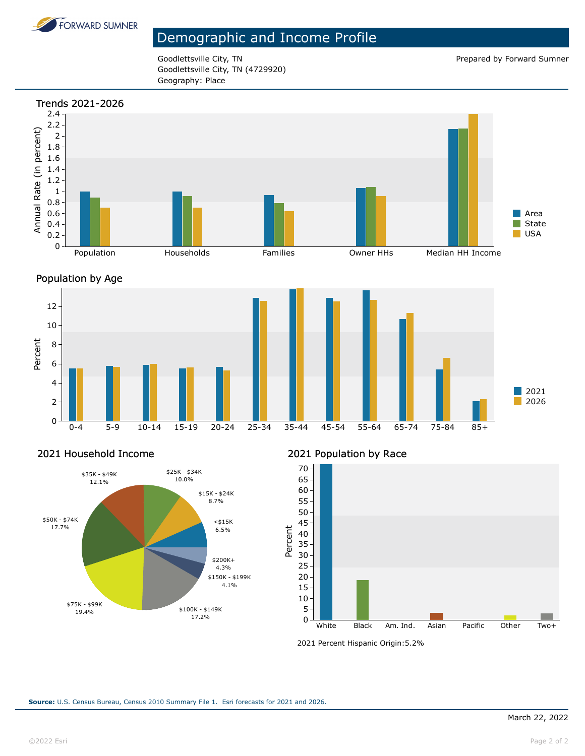# Demographic and Income Profile

Goodlettsville City, TN
Goodlettsville City, TN (4729920)
Geography: Place

Prepared by Forward Sumner

## Trends 2021-2026

Annual Rate (in percent)

0, 0.2, 0.4, 0.6, 0.8, 1, 1.2, 1.4, 1.6, 1.8, 2, 2.2, 2.4

Population, Households, Families, Owner HHs, Median HH Income

Area, State, USA

## Population by Age

Percent

0, 2, 4, 6, 8, 10, 12

0-4, 5-9, 10-14, 15-19, 20-24, 25-34, 35-44, 45-54, 55-64, 65-74, 75-84, 85+

2021, 2026

## 2021 Household Income

$35K - $49K 12.1%
$25K - $34K 10.0%
$15K - $24K 8.7%
<$15K 6.5%
$50K - $74K 17.7%
$200K+ 4.3%
$150K - $199K 4.1%
$75K - $99K 19.4%
$100K - $149K 17.2%

## 2021 Population by Race

Percent

0, 5, 10, 15, 20, 25, 30, 35, 40, 45, 50, 55, 60, 65, 70

White, Black, Am. Ind., Asian, Pacific, Other, Two+

2021 Percent Hispanic Origin:5.2%

**Source:** U.S. Census Bureau, Census 2010 Summary File 1. Esri forecasts for 2021 and 2026.

March 22, 2022

©2022 Esri